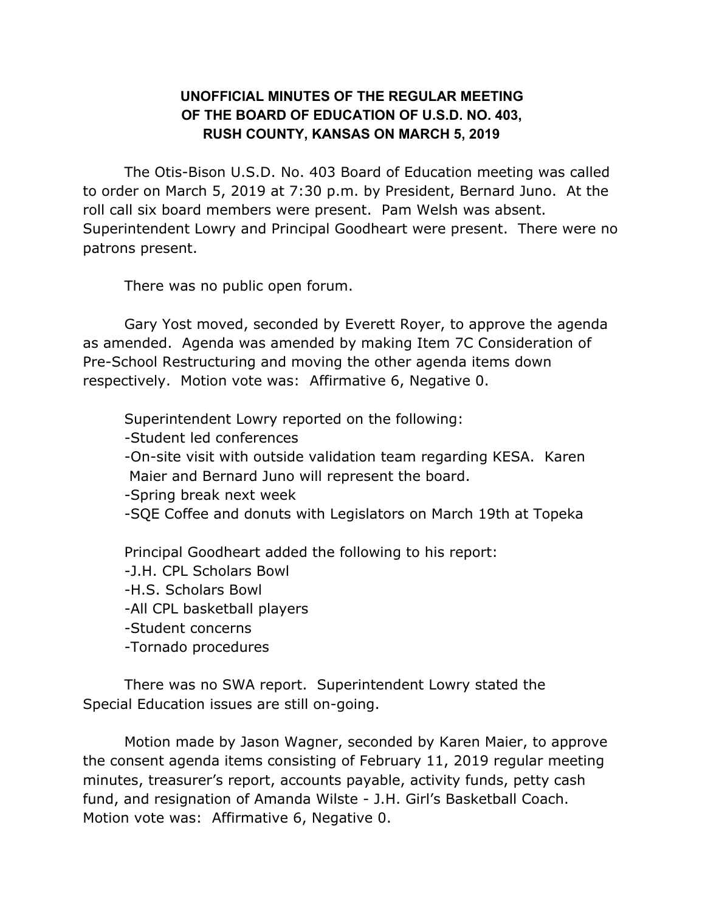**UNOFFICIAL MINUTES OF THE REGULAR MEETING OF THE BOARD OF EDUCATION OF U.S.D. NO. 403, RUSH COUNTY, KANSAS ON MARCH 5, 2019**

The Otis-Bison U.S.D. No. 403 Board of Education meeting was called to order on March 5, 2019 at 7:30 p.m. by President, Bernard Juno. At the roll call six board members were present. Pam Welsh was absent. Superintendent Lowry and Principal Goodheart were present. There were no patrons present.

There was no public open forum.

Gary Yost moved, seconded by Everett Royer, to approve the agenda as amended. Agenda was amended by making Item 7C Consideration of Pre-School Restructuring and moving the other agenda items down respectively. Motion vote was: Affirmative 6, Negative 0.

Superintendent Lowry reported on the following:
-Student led conferences
-On-site visit with outside validation team regarding KESA. Karen Maier and Bernard Juno will represent the board.
-Spring break next week
-SQE Coffee and donuts with Legislators on March 19th at Topeka

Principal Goodheart added the following to his report:
-J.H. CPL Scholars Bowl
-H.S. Scholars Bowl
-All CPL basketball players
-Student concerns
-Tornado procedures

There was no SWA report. Superintendent Lowry stated the Special Education issues are still on-going.

Motion made by Jason Wagner, seconded by Karen Maier, to approve the consent agenda items consisting of February 11, 2019 regular meeting minutes, treasurer's report, accounts payable, activity funds, petty cash fund, and resignation of Amanda Wilste - J.H. Girl's Basketball Coach. Motion vote was: Affirmative 6, Negative 0.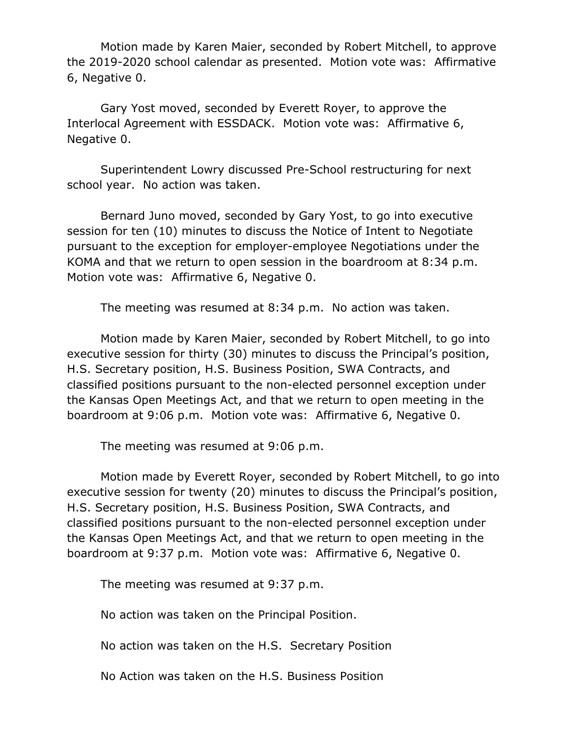Motion made by Karen Maier, seconded by Robert Mitchell, to approve the 2019-2020 school calendar as presented. Motion vote was: Affirmative 6, Negative 0.

Gary Yost moved, seconded by Everett Royer, to approve the Interlocal Agreement with ESSDACK. Motion vote was: Affirmative 6, Negative 0.

Superintendent Lowry discussed Pre-School restructuring for next school year. No action was taken.

Bernard Juno moved, seconded by Gary Yost, to go into executive session for ten (10) minutes to discuss the Notice of Intent to Negotiate pursuant to the exception for employer-employee Negotiations under the KOMA and that we return to open session in the boardroom at 8:34 p.m. Motion vote was: Affirmative 6, Negative 0.

The meeting was resumed at 8:34 p.m. No action was taken.

Motion made by Karen Maier, seconded by Robert Mitchell, to go into executive session for thirty (30) minutes to discuss the Principal's position, H.S. Secretary position, H.S. Business Position, SWA Contracts, and classified positions pursuant to the non-elected personnel exception under the Kansas Open Meetings Act, and that we return to open meeting in the boardroom at 9:06 p.m. Motion vote was: Affirmative 6, Negative 0.

The meeting was resumed at 9:06 p.m.

Motion made by Everett Royer, seconded by Robert Mitchell, to go into executive session for twenty (20) minutes to discuss the Principal's position, H.S. Secretary position, H.S. Business Position, SWA Contracts, and classified positions pursuant to the non-elected personnel exception under the Kansas Open Meetings Act, and that we return to open meeting in the boardroom at 9:37 p.m. Motion vote was: Affirmative 6, Negative 0.

The meeting was resumed at 9:37 p.m.

No action was taken on the Principal Position.

No action was taken on the H.S. Secretary Position

No Action was taken on the H.S. Business Position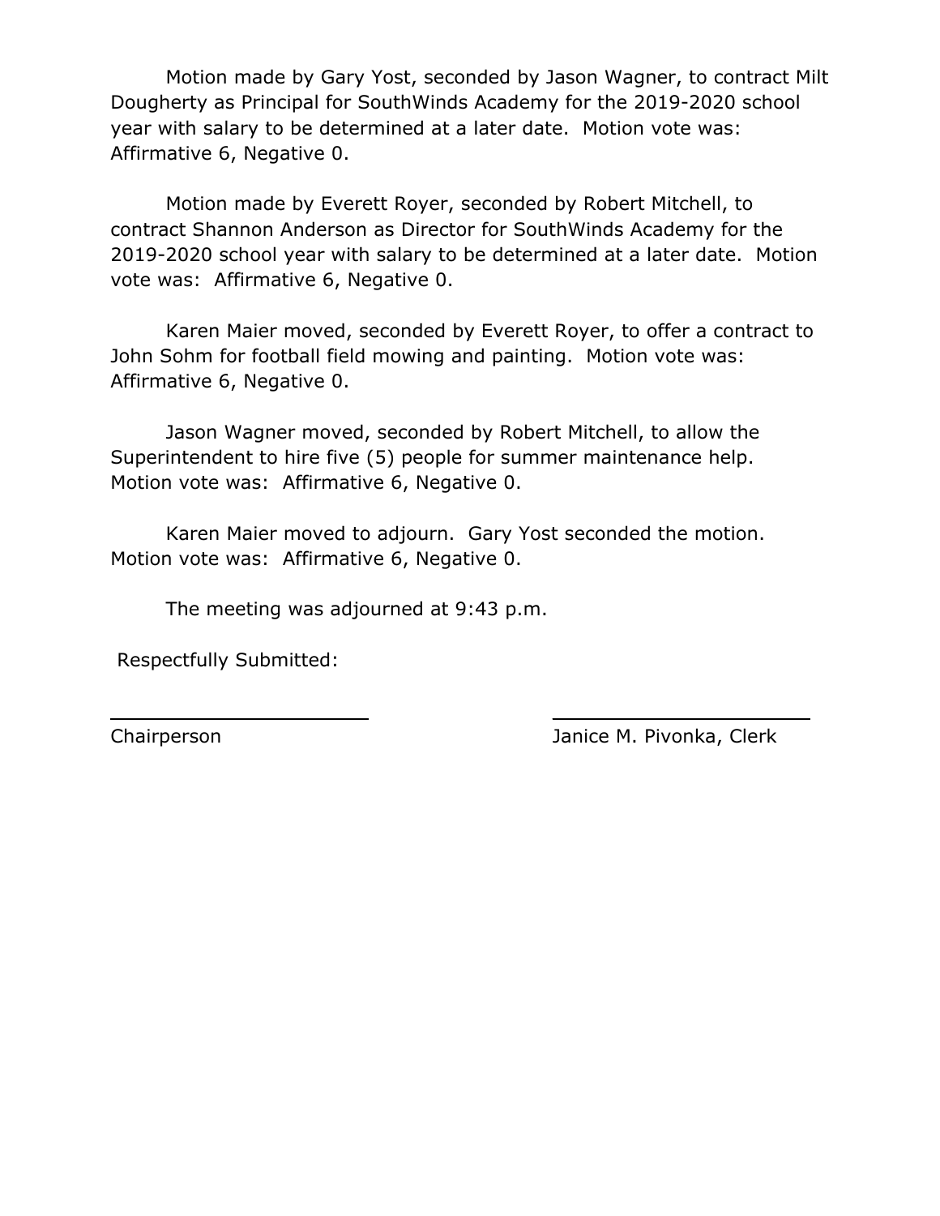Motion made by Gary Yost, seconded by Jason Wagner, to contract Milt Dougherty as Principal for SouthWinds Academy for the 2019-2020 school year with salary to be determined at a later date. Motion vote was: Affirmative 6, Negative 0.

Motion made by Everett Royer, seconded by Robert Mitchell, to contract Shannon Anderson as Director for SouthWinds Academy for the 2019-2020 school year with salary to be determined at a later date. Motion vote was: Affirmative 6, Negative 0.

Karen Maier moved, seconded by Everett Royer, to offer a contract to John Sohm for football field mowing and painting. Motion vote was: Affirmative 6, Negative 0.

Jason Wagner moved, seconded by Robert Mitchell, to allow the Superintendent to hire five (5) people for summer maintenance help. Motion vote was: Affirmative 6, Negative 0.

Karen Maier moved to adjourn. Gary Yost seconded the motion. Motion vote was: Affirmative 6, Negative 0.

The meeting was adjourned at 9:43 p.m.

Respectfully Submitted:

\_\_\_\_\_\_\_\_\_\_\_\_\_\_\_\_\_\_\_\_\_\_\_\_
Chairperson

\_\_\_\_\_\_\_\_\_\_\_\_\_\_\_\_\_\_\_\_\_\_\_\_
Janice M. Pivonka, Clerk